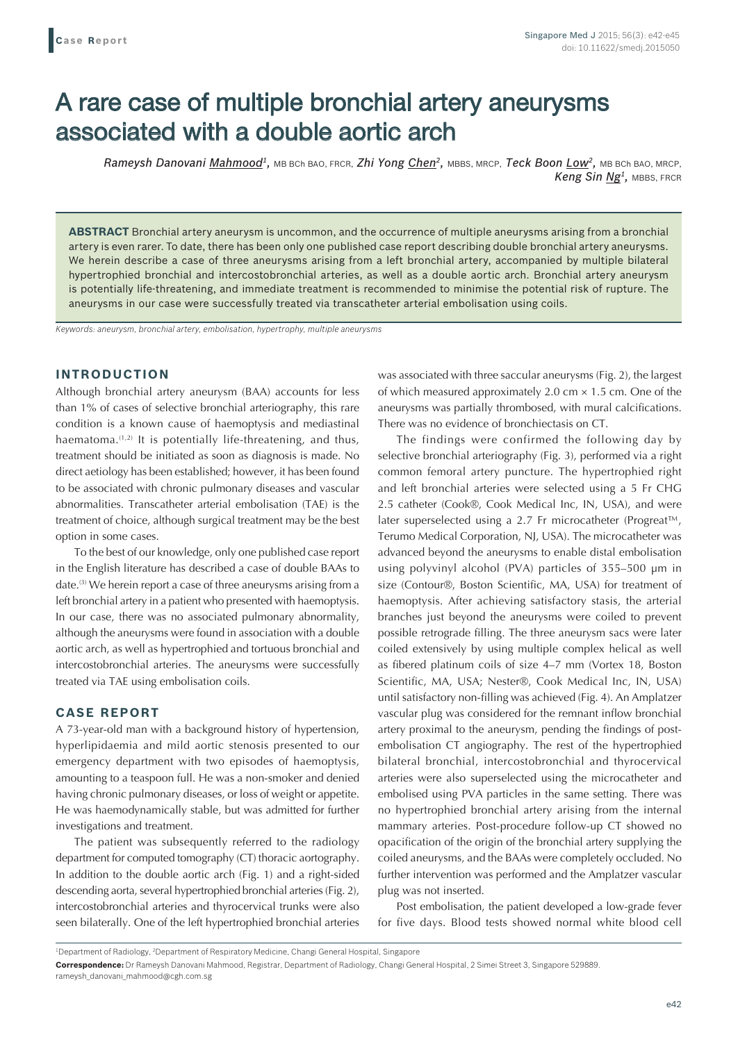Case Report

# A rare case of multiple bronchial artery aneurysms associated with a double aortic arch

*Rameysh Danovani Mahmood*[1], MB BCh BAO, FRCR, *Zhi Yong Chen*[2], MBBS, MRCP, *Teck Boon Low*[2], MB BCh BAO, MRCP, *Keng Sin Ng*[1], MBBS, FRCR

**ABSTRACT** Bronchial artery aneurysm is uncommon, and the occurrence of multiple aneurysms arising from a bronchial artery is even rarer. To date, there has been only one published case report describing double bronchial artery aneurysms. We herein describe a case of three aneurysms arising from a left bronchial artery, accompanied by multiple bilateral hypertrophied bronchial and intercostobronchial arteries, as well as a double aortic arch. Bronchial artery aneurysm is potentially life-threatening, and immediate treatment is recommended to minimise the potential risk of rupture. The aneurysms in our case were successfully treated via transcatheter arterial embolisation using coils.

*Keywords: aneurysm, bronchial artery, embolisation, hypertrophy, multiple aneurysms*

## INTRODUCTION

Although bronchial artery aneurysm (BAA) accounts for less than 1% of cases of selective bronchial arteriography, this rare condition is a known cause of haemoptysis and mediastinal haematoma.[1,2] It is potentially life-threatening, and thus, treatment should be initiated as soon as diagnosis is made. No direct aetiology has been established; however, it has been found to be associated with chronic pulmonary diseases and vascular abnormalities. Transcatheter arterial embolisation (TAE) is the treatment of choice, although surgical treatment may be the best option in some cases.

To the best of our knowledge, only one published case report in the English literature has described a case of double BAAs to date.[3] We herein report a case of three aneurysms arising from a left bronchial artery in a patient who presented with haemoptysis. In our case, there was no associated pulmonary abnormality, although the aneurysms were found in association with a double aortic arch, as well as hypertrophied and tortuous bronchial and intercostobronchial arteries. The aneurysms were successfully treated via TAE using embolisation coils.

## CASE REPORT

A 73-year-old man with a background history of hypertension, hyperlipidaemia and mild aortic stenosis presented to our emergency department with two episodes of haemoptysis, amounting to a teaspoon full. He was a non-smoker and denied having chronic pulmonary diseases, or loss of weight or appetite. He was haemodynamically stable, but was admitted for further investigations and treatment.

The patient was subsequently referred to the radiology department for computed tomography (CT) thoracic aortography. In addition to the double aortic arch (Fig. 1) and a right-sided descending aorta, several hypertrophied bronchial arteries (Fig. 2), intercostobronchial arteries and thyrocervical trunks were also seen bilaterally. One of the left hypertrophied bronchial arteries was associated with three saccular aneurysms (Fig. 2), the largest of which measured approximately 2.0 cm × 1.5 cm. One of the aneurysms was partially thrombosed, with mural calcifications. There was no evidence of bronchiectasis on CT.

The findings were confirmed the following day by selective bronchial arteriography (Fig. 3), performed via a right common femoral artery puncture. The hypertrophied right and left bronchial arteries were selected using a 5 Fr CHG 2.5 catheter (Cook®, Cook Medical Inc, IN, USA), and were later superselected using a 2.7 Fr microcatheter (Progreat™, Terumo Medical Corporation, NJ, USA). The microcatheter was advanced beyond the aneurysms to enable distal embolisation using polyvinyl alcohol (PVA) particles of 355–500 μm in size (Contour®, Boston Scientific, MA, USA) for treatment of haemoptysis. After achieving satisfactory stasis, the arterial branches just beyond the aneurysms were coiled to prevent possible retrograde filling. The three aneurysm sacs were later coiled extensively by using multiple complex helical as well as fibered platinum coils of size 4–7 mm (Vortex 18, Boston Scientific, MA, USA; Nester®, Cook Medical Inc, IN, USA) until satisfactory non-filling was achieved (Fig. 4). An Amplatzer vascular plug was considered for the remnant inflow bronchial artery proximal to the aneurysm, pending the findings of post-embolisation CT angiography. The rest of the hypertrophied bilateral bronchial, intercostobronchial and thyrocervical arteries were also superselected using the microcatheter and embolised using PVA particles in the same setting. There was no hypertrophied bronchial artery arising from the internal mammary arteries. Post-procedure follow-up CT showed no opacification of the origin of the bronchial artery supplying the coiled aneurysms, and the BAAs were completely occluded. No further intervention was performed and the Amplatzer vascular plug was not inserted.

Post embolisation, the patient developed a low-grade fever for five days. Blood tests showed normal white blood cell

[1]Department of Radiology, [2]Department of Respiratory Medicine, Changi General Hospital, Singapore

**Correspondence:** Dr Rameysh Danovani Mahmood, Registrar, Department of Radiology, Changi General Hospital, 2 Simei Street 3, Singapore 529889. rameysh_danovani_mahmood@cgh.com.sg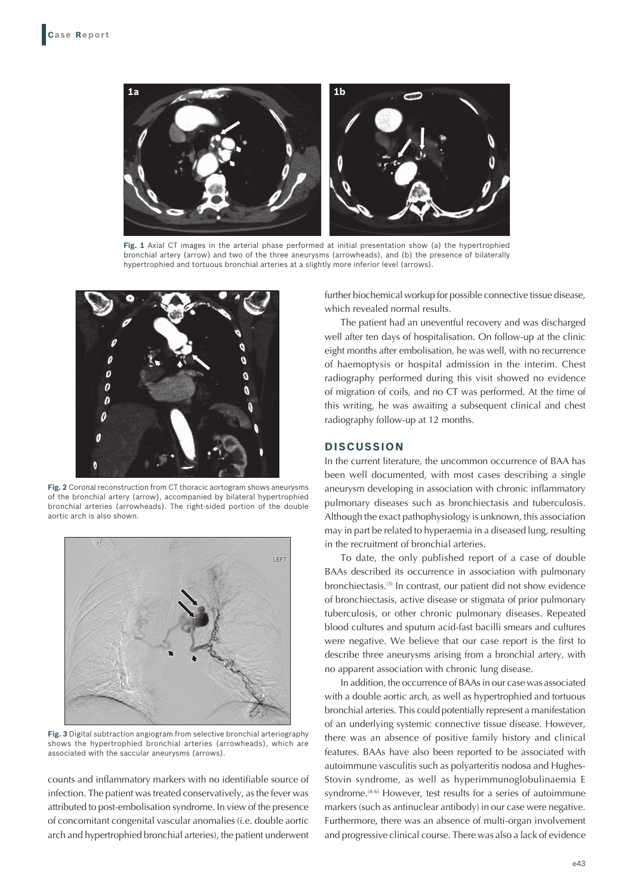Fig. 1 Axial CT images in the arterial phase performed at initial presentation show (a) the hypertrophied bronchial artery (arrow) and two of the three aneurysms (arrowheads), and (b) the presence of bilaterally hypertrophied and tortuous bronchial arteries at a slightly more inferior level (arrows).

Fig. 2 Coronal reconstruction from CT thoracic aortogram shows aneurysms of the bronchial artery (arrow), accompanied by bilateral hypertrophied bronchial arteries (arrowheads). The right-sided portion of the double aortic arch is also shown.

Fig. 3 Digital subtraction angiogram from selective bronchial arteriography shows the hypertrophied bronchial arteries (arrowheads), which are associated with the saccular aneurysms (arrows).

counts and inflammatory markers with no identifiable source of infection. The patient was treated conservatively, as the fever was attributed to post-embolisation syndrome. In view of the presence of concomitant congenital vascular anomalies (i.e. double aortic arch and hypertrophied bronchial arteries), the patient underwent further biochemical workup for possible connective tissue disease, which revealed normal results.

The patient had an uneventful recovery and was discharged well after ten days of hospitalisation. On follow-up at the clinic eight months after embolisation, he was well, with no recurrence of haemoptysis or hospital admission in the interim. Chest radiography performed during this visit showed no evidence of migration of coils, and no CT was performed. At the time of this writing, he was awaiting a subsequent clinical and chest radiography follow-up at 12 months.

## DISCUSSION

In the current literature, the uncommon occurrence of BAA has been well documented, with most cases describing a single aneurysm developing in association with chronic inflammatory pulmonary diseases such as bronchiectasis and tuberculosis. Although the exact pathophysiology is unknown, this association may in part be related to hyperaemia in a diseased lung, resulting in the recruitment of bronchial arteries.

To date, the only published report of a case of double BAAs described its occurrence in association with pulmonary bronchiectasis.[3] In contrast, our patient did not show evidence of bronchiectasis, active disease or stigmata of prior pulmonary tuberculosis, or other chronic pulmonary diseases. Repeated blood cultures and sputum acid-fast bacilli smears and cultures were negative. We believe that our case report is the first to describe three aneurysms arising from a bronchial artery, with no apparent association with chronic lung disease.

In addition, the occurrence of BAAs in our case was associated with a double aortic arch, as well as hypertrophied and tortuous bronchial arteries. This could potentially represent a manifestation of an underlying systemic connective tissue disease. However, there was an absence of positive family history and clinical features. BAAs have also been reported to be associated with autoimmune vasculitis such as polyarteritis nodosa and Hughes-Stovin syndrome, as well as hyperimmunoglobulinaemia E syndrome.[4-6] However, test results for a series of autoimmune markers (such as antinuclear antibody) in our case were negative. Furthermore, there was an absence of multi-organ involvement and progressive clinical course. There was also a lack of evidence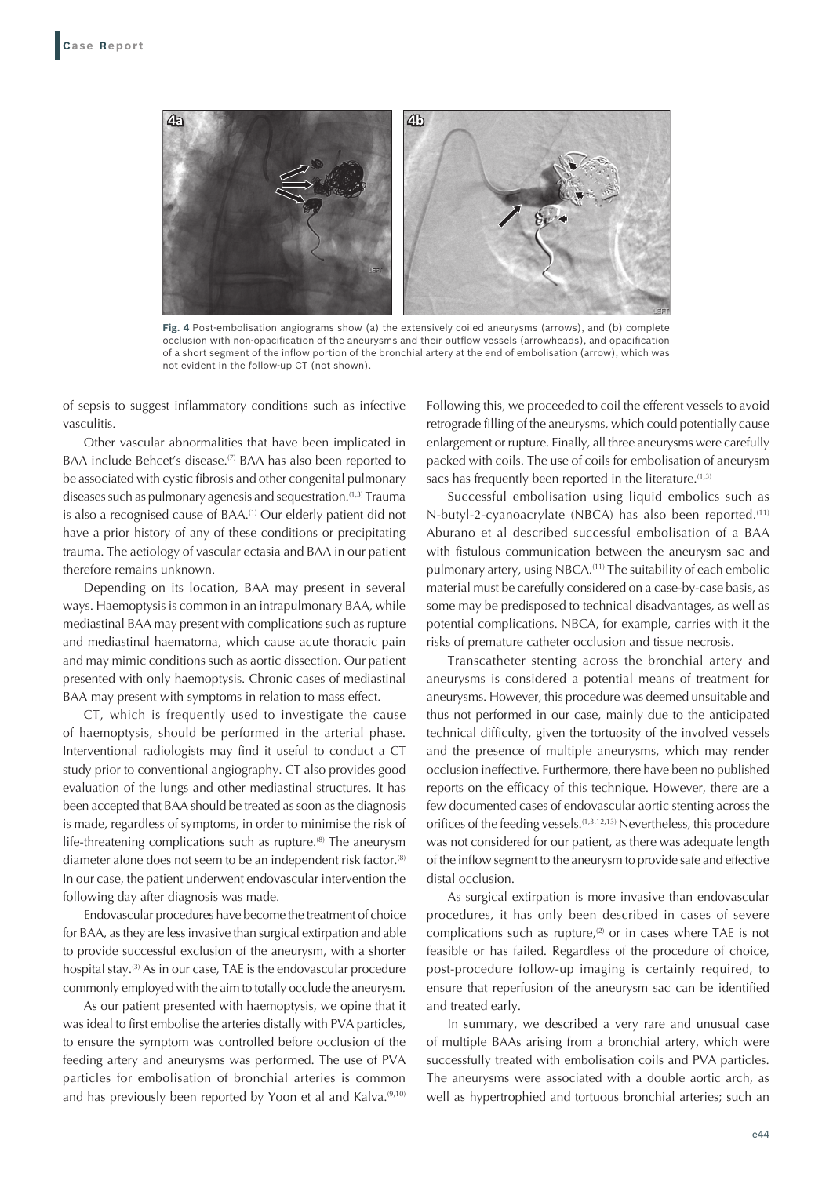Fig. 4 Post-embolisation angiograms show (a) the extensively coiled aneurysms (arrows), and (b) complete occlusion with non-opacification of the aneurysms and their outflow vessels (arrowheads), and opacification of a short segment of the inflow portion of the bronchial artery at the end of embolisation (arrow), which was not evident in the follow-up CT (not shown).

of sepsis to suggest inflammatory conditions such as infective vasculitis.

Other vascular abnormalities that have been implicated in BAA include Behcet's disease.[7] BAA has also been reported to be associated with cystic fibrosis and other congenital pulmonary diseases such as pulmonary agenesis and sequestration.[1,3] Trauma is also a recognised cause of BAA.[1] Our elderly patient did not have a prior history of any of these conditions or precipitating trauma. The aetiology of vascular ectasia and BAA in our patient therefore remains unknown.

Depending on its location, BAA may present in several ways. Haemoptysis is common in an intrapulmonary BAA, while mediastinal BAA may present with complications such as rupture and mediastinal haematoma, which cause acute thoracic pain and may mimic conditions such as aortic dissection. Our patient presented with only haemoptysis. Chronic cases of mediastinal BAA may present with symptoms in relation to mass effect.

CT, which is frequently used to investigate the cause of haemoptysis, should be performed in the arterial phase. Interventional radiologists may find it useful to conduct a CT study prior to conventional angiography. CT also provides good evaluation of the lungs and other mediastinal structures. It has been accepted that BAA should be treated as soon as the diagnosis is made, regardless of symptoms, in order to minimise the risk of life-threatening complications such as rupture.[8] The aneurysm diameter alone does not seem to be an independent risk factor.[8] In our case, the patient underwent endovascular intervention the following day after diagnosis was made.

Endovascular procedures have become the treatment of choice for BAA, as they are less invasive than surgical extirpation and able to provide successful exclusion of the aneurysm, with a shorter hospital stay.[3] As in our case, TAE is the endovascular procedure commonly employed with the aim to totally occlude the aneurysm.

As our patient presented with haemoptysis, we opine that it was ideal to first embolise the arteries distally with PVA particles, to ensure the symptom was controlled before occlusion of the feeding artery and aneurysms was performed. The use of PVA particles for embolisation of bronchial arteries is common and has previously been reported by Yoon et al and Kalva.[9,10] Following this, we proceeded to coil the efferent vessels to avoid retrograde filling of the aneurysms, which could potentially cause enlargement or rupture. Finally, all three aneurysms were carefully packed with coils. The use of coils for embolisation of aneurysm sacs has frequently been reported in the literature.[1,3]

Successful embolisation using liquid embolics such as N-butyl-2-cyanoacrylate (NBCA) has also been reported.[11] Aburano et al described successful embolisation of a BAA with fistulous communication between the aneurysm sac and pulmonary artery, using NBCA.[11] The suitability of each embolic material must be carefully considered on a case-by-case basis, as some may be predisposed to technical disadvantages, as well as potential complications. NBCA, for example, carries with it the risks of premature catheter occlusion and tissue necrosis.

Transcatheter stenting across the bronchial artery and aneurysms is considered a potential means of treatment for aneurysms. However, this procedure was deemed unsuitable and thus not performed in our case, mainly due to the anticipated technical difficulty, given the tortuosity of the involved vessels and the presence of multiple aneurysms, which may render occlusion ineffective. Furthermore, there have been no published reports on the efficacy of this technique. However, there are a few documented cases of endovascular aortic stenting across the orifices of the feeding vessels.[1,3,12,13] Nevertheless, this procedure was not considered for our patient, as there was adequate length of the inflow segment to the aneurysm to provide safe and effective distal occlusion.

As surgical extirpation is more invasive than endovascular procedures, it has only been described in cases of severe complications such as rupture,[2] or in cases where TAE is not feasible or has failed. Regardless of the procedure of choice, post-procedure follow-up imaging is certainly required, to ensure that reperfusion of the aneurysm sac can be identified and treated early.

In summary, we described a very rare and unusual case of multiple BAAs arising from a bronchial artery, which were successfully treated with embolisation coils and PVA particles. The aneurysms were associated with a double aortic arch, as well as hypertrophied and tortuous bronchial arteries; such an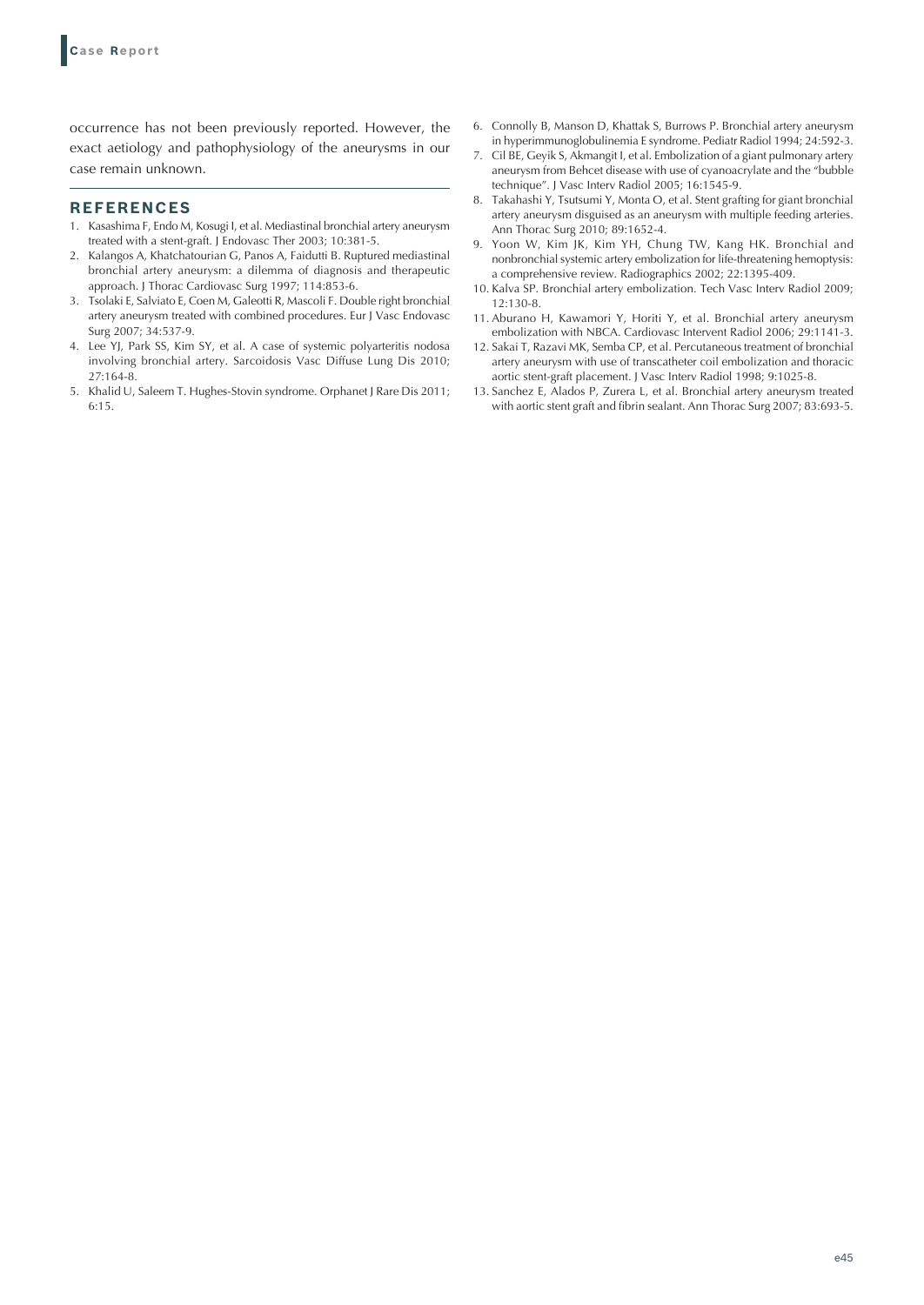occurrence has not been previously reported. However, the exact aetiology and pathophysiology of the aneurysms in our case remain unknown.

## REFERENCES

1. Kasashima F, Endo M, Kosugi I, et al. Mediastinal bronchial artery aneurysm treated with a stent-graft. J Endovasc Ther 2003; 10:381-5.
2. Kalangos A, Khatchatourian G, Panos A, Faidutti B. Ruptured mediastinal bronchial artery aneurysm: a dilemma of diagnosis and therapeutic approach. J Thorac Cardiovasc Surg 1997; 114:853-6.
3. Tsolaki E, Salviato E, Coen M, Galeotti R, Mascoli F. Double right bronchial artery aneurysm treated with combined procedures. Eur J Vasc Endovasc Surg 2007; 34:537-9.
4. Lee YJ, Park SS, Kim SY, et al. A case of systemic polyarteritis nodosa involving bronchial artery. Sarcoidosis Vasc Diffuse Lung Dis 2010; 27:164-8.
5. Khalid U, Saleem T. Hughes-Stovin syndrome. Orphanet J Rare Dis 2011; 6:15.
6. Connolly B, Manson D, Khattak S, Burrows P. Bronchial artery aneurysm in hyperimmunoglobulinemia E syndrome. Pediatr Radiol 1994; 24:592-3.
7. Cil BE, Geyik S, Akmangit I, et al. Embolization of a giant pulmonary artery aneurysm from Behcet disease with use of cyanoacrylate and the "bubble technique". J Vasc Interv Radiol 2005; 16:1545-9.
8. Takahashi Y, Tsutsumi Y, Monta O, et al. Stent grafting for giant bronchial artery aneurysm disguised as an aneurysm with multiple feeding arteries. Ann Thorac Surg 2010; 89:1652-4.
9. Yoon W, Kim JK, Kim YH, Chung TW, Kang HK. Bronchial and nonbronchial systemic artery embolization for life-threatening hemoptysis: a comprehensive review. Radiographics 2002; 22:1395-409.
10. Kalva SP. Bronchial artery embolization. Tech Vasc Interv Radiol 2009; 12:130-8.
11. Aburano H, Kawamori Y, Horiti Y, et al. Bronchial artery aneurysm embolization with NBCA. Cardiovasc Intervent Radiol 2006; 29:1141-3.
12. Sakai T, Razavi MK, Semba CP, et al. Percutaneous treatment of bronchial artery aneurysm with use of transcatheter coil embolization and thoracic aortic stent-graft placement. J Vasc Interv Radiol 1998; 9:1025-8.
13. Sanchez E, Alados P, Zurera L, et al. Bronchial artery aneurysm treated with aortic stent graft and fibrin sealant. Ann Thorac Surg 2007; 83:693-5.